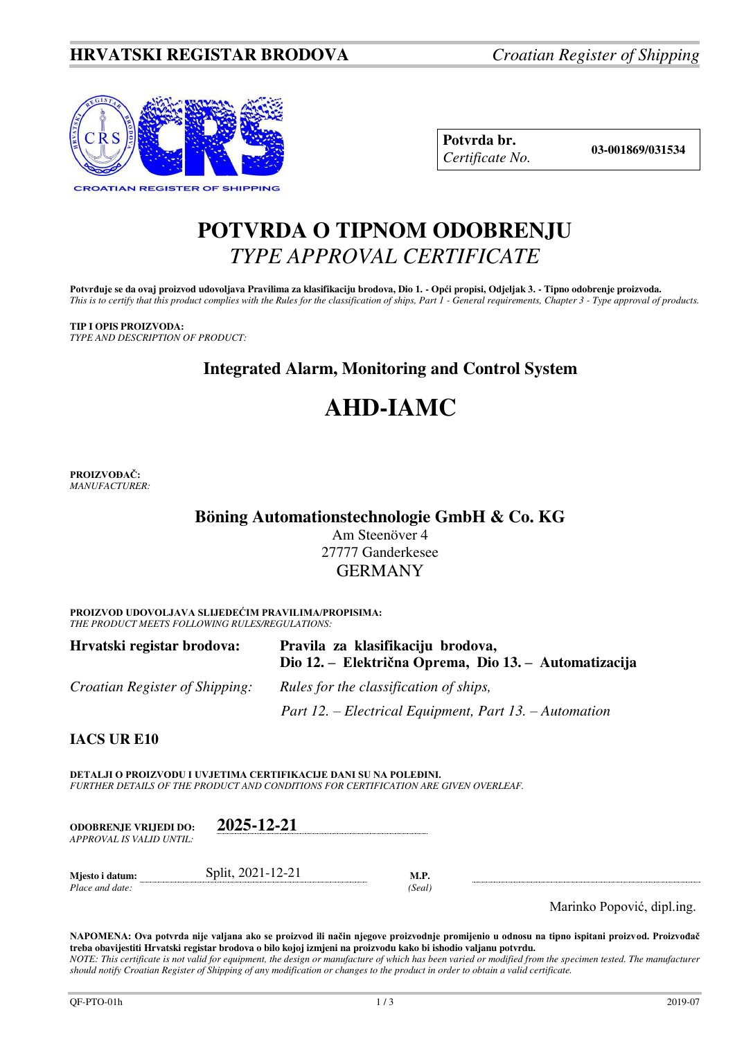**HRVATSKI REGISTAR BRODOVA** *Croatian Register of Shipping*

| **Potvrda br.** *Certificate No.* | **03-001869/031534** |
|---|---|

# POTVRDA O TIPNOM ODOBRENJU
# *TYPE APPROVAL CERTIFICATE*

**Potvrđuje se da ovaj proizvod udovoljava Pravilima za klasifikaciju brodova, Dio 1. - Opći propisi, Odjeljak 3. - Tipno odobrenje proizvoda.**
*This is to certify that this product complies with the Rules for the classification of ships, Part 1 - General requirements, Chapter 3 - Type approval of products.*

**TIP I OPIS PROIZVODA:**
*TYPE AND DESCRIPTION OF PRODUCT:*

## Integrated Alarm, Monitoring and Control System

# AHD-IAMC

**PROIZVOĐAČ:**
*MANUFACTURER:*

**Böning Automationstechnologie GmbH & Co. KG**
Am Steenöver 4
27777 Ganderkesee
GERMANY

**PROIZVOD UDOVOLJAVA SLIJEDEĆIM PRAVILIMA/PROPISIMA:**
*THE PRODUCT MEETS FOLLOWING RULES/REGULATIONS:*

| | |
|---|---|
| **Hrvatski registar brodova:** | **Pravila za klasifikaciju brodova, Dio 12. – Električna Oprema, Dio 13. – Automatizacija** |
| *Croatian Register of Shipping:* | *Rules for the classification of ships,* |
| | *Part 12. – Electrical Equipment, Part 13. – Automation* |

**IACS UR E10**

**DETALJI O PROIZVODU I UVJETIMA CERTIFIKACIJE DANI SU NA POLEĐINI.**
*FURTHER DETAILS OF THE PRODUCT AND CONDITIONS FOR CERTIFICATION ARE GIVEN OVERLEAF.*

**ODOBRENJE VRIJEDI DO:** *APPROVAL IS VALID UNTIL:* **2025-12-21**

**Mjesto i datum:** *Place and date:* Split, 2021-12-21 **M.P.** *(Seal)*

Marinko Popović, dipl.ing.

**NAPOMENA: Ova potvrda nije valjana ako se proizvod ili način njegove proizvodnje promijenio u odnosu na tipno ispitani proizvod. Proizvođač treba obavijestiti Hrvatski registar brodova o bilo kojoj izmjeni na proizvodu kako bi ishodio valjanu potvrdu.**
*NOTE: This certificate is not valid for equipment, the design or manufacture of which has been varied or modified from the specimen tested. The manufacturer should notify Croatian Register of Shipping of any modification or changes to the product in order to obtain a valid certificate.*

QF-PTO-01h 2019-07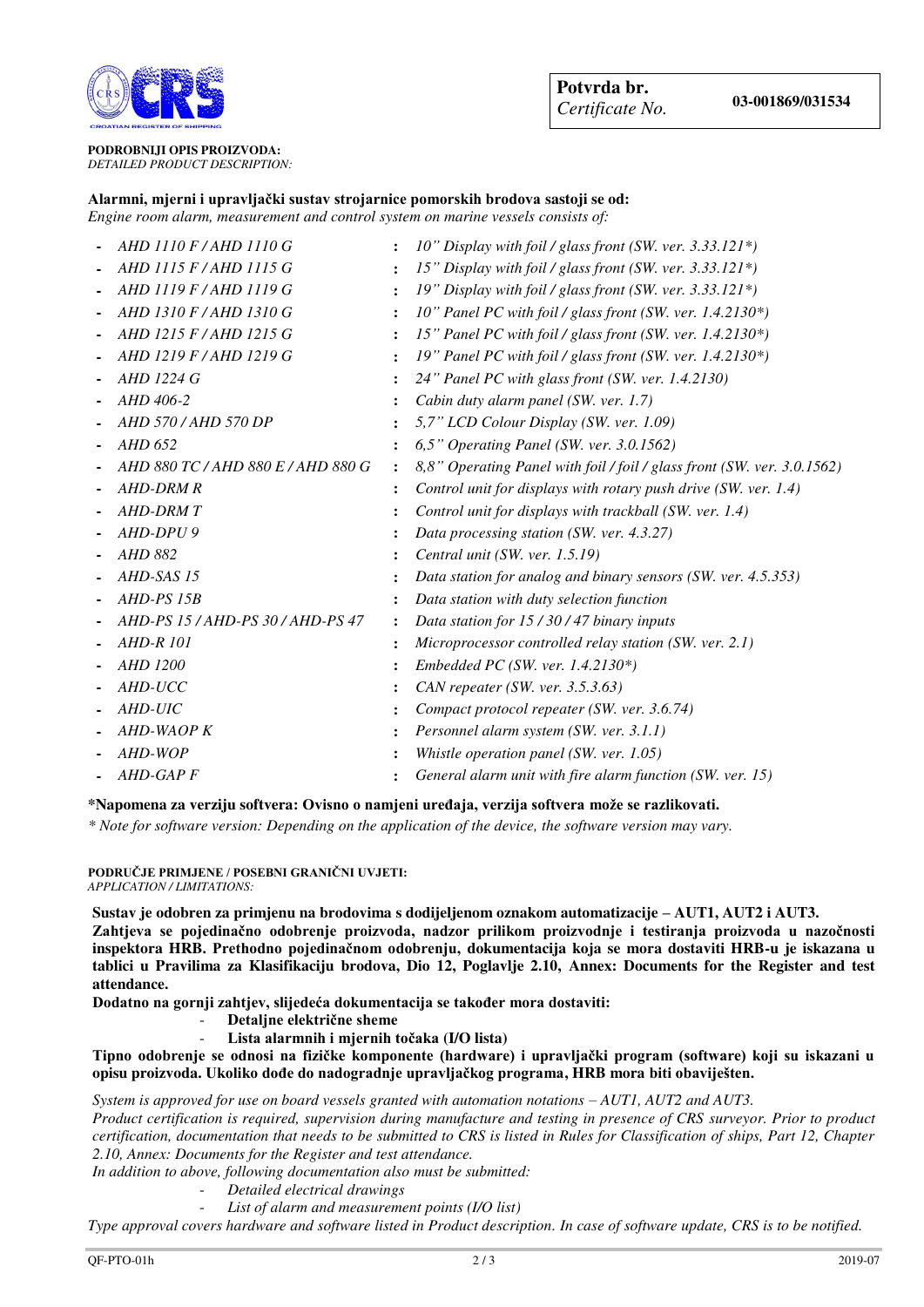| Potvrda br. *Certificate No.* | 03-001869/031534 |
| --- | --- |

**PODROBNIJI OPIS PROIZVODA:**
*DETAILED PRODUCT DESCRIPTION:*

**Alarmni, mjerni i upravljački sustav strojarnice pomorskih brodova sastoji se od:**
*Engine room alarm, measurement and control system on marine vessels consists of:*

- *AHD 1110 F / AHD 1110 G* : *10" Display with foil / glass front (SW. ver. 3.33.121*)*
- *AHD 1115 F / AHD 1115 G* : *15" Display with foil / glass front (SW. ver. 3.33.121*)*
- *AHD 1119 F / AHD 1119 G* : *19" Display with foil / glass front (SW. ver. 3.33.121*)*
- *AHD 1310 F / AHD 1310 G* : *10" Panel PC with foil / glass front (SW. ver. 1.4.2130*)*
- *AHD 1215 F / AHD 1215 G* : *15" Panel PC with foil / glass front (SW. ver. 1.4.2130*)*
- *AHD 1219 F / AHD 1219 G* : *19" Panel PC with foil / glass front (SW. ver. 1.4.2130*)*
- *AHD 1224 G* : *24" Panel PC with glass front (SW. ver. 1.4.2130)*
- *AHD 406-2* : *Cabin duty alarm panel (SW. ver. 1.7)*
- *AHD 570 / AHD 570 DP* : *5,7" LCD Colour Display (SW. ver. 1.09)*
- *AHD 652* : *6,5" Operating Panel (SW. ver. 3.0.1562)*
- *AHD 880 TC / AHD 880 E / AHD 880 G* : *8,8" Operating Panel with foil / foil / glass front (SW. ver. 3.0.1562)*
- *AHD-DRM R* : *Control unit for displays with rotary push drive (SW. ver. 1.4)*
- *AHD-DRM T* : *Control unit for displays with trackball (SW. ver. 1.4)*
- *AHD-DPU 9* : *Data processing station (SW. ver. 4.3.27)*
- *AHD 882* : *Central unit (SW. ver. 1.5.19)*
- *AHD-SAS 15* : *Data station for analog and binary sensors (SW. ver. 4.5.353)*
- *AHD-PS 15B* : *Data station with duty selection function*
- *AHD-PS 15 / AHD-PS 30 / AHD-PS 47* : *Data station for 15 / 30 / 47 binary inputs*
- *AHD-R 101* : *Microprocessor controlled relay station (SW. ver. 2.1)*
- *AHD 1200* : *Embedded PC (SW. ver. 1.4.2130*)*
- *AHD-UCC* : *CAN repeater (SW. ver. 3.5.3.63)*
- *AHD-UIC* : *Compact protocol repeater (SW. ver. 3.6.74)*
- *AHD-WAOP K* : *Personnel alarm system (SW. ver. 3.1.1)*
- *AHD-WOP* : *Whistle operation panel (SW. ver. 1.05)*
- *AHD-GAP F* : *General alarm unit with fire alarm function (SW. ver. 15)*

**\*Napomena za verziju softvera: Ovisno o namjeni uređaja, verzija softvera može se razlikovati.**
*\* Note for software version: Depending on the application of the device, the software version may vary.*

**PODRUČJE PRIMJENE / POSEBNI GRANIČNI UVJETI:**
*APPLICATION / LIMITATIONS:*

**Sustav je odobren za primjenu na brodovima s dodijeljenom oznakom automatizacije – AUT1, AUT2 i AUT3.**
**Zahtjeva se pojedinačno odobrenje proizvoda, nadzor prilikom proizvodnje i testiranja proizvoda u nazočnosti inspektora HRB. Prethodno pojedinačnom odobrenju, dokumentacija koja se mora dostaviti HRB-u je iskazana u tablici u Pravilima za Klasifikaciju brodova, Dio 12, Poglavlje 2.10, Annex: Documents for the Register and test attendance.**
**Dodatno na gornji zahtjev, slijedeća dokumentacija se također mora dostaviti:**

- **Detaljne električne sheme**
- **Lista alarmnih i mjernih točaka (I/O lista)**

**Tipno odobrenje se odnosi na fizičke komponente (hardware) i upravljački program (software) koji su iskazani u opisu proizvoda. Ukoliko dođe do nadogradnje upravljačkog programa, HRB mora biti obaviješten.**

*System is approved for use on board vessels granted with automation notations – AUT1, AUT2 and AUT3.*
*Product certification is required, supervision during manufacture and testing in presence of CRS surveyor. Prior to product certification, documentation that needs to be submitted to CRS is listed in Rules for Classification of ships, Part 12, Chapter 2.10, Annex: Documents for the Register and test attendance.*
*In addition to above, following documentation also must be submitted:*

- *Detailed electrical drawings*
- *List of alarm and measurement points (I/O list)*

*Type approval covers hardware and software listed in Product description. In case of software update, CRS is to be notified.*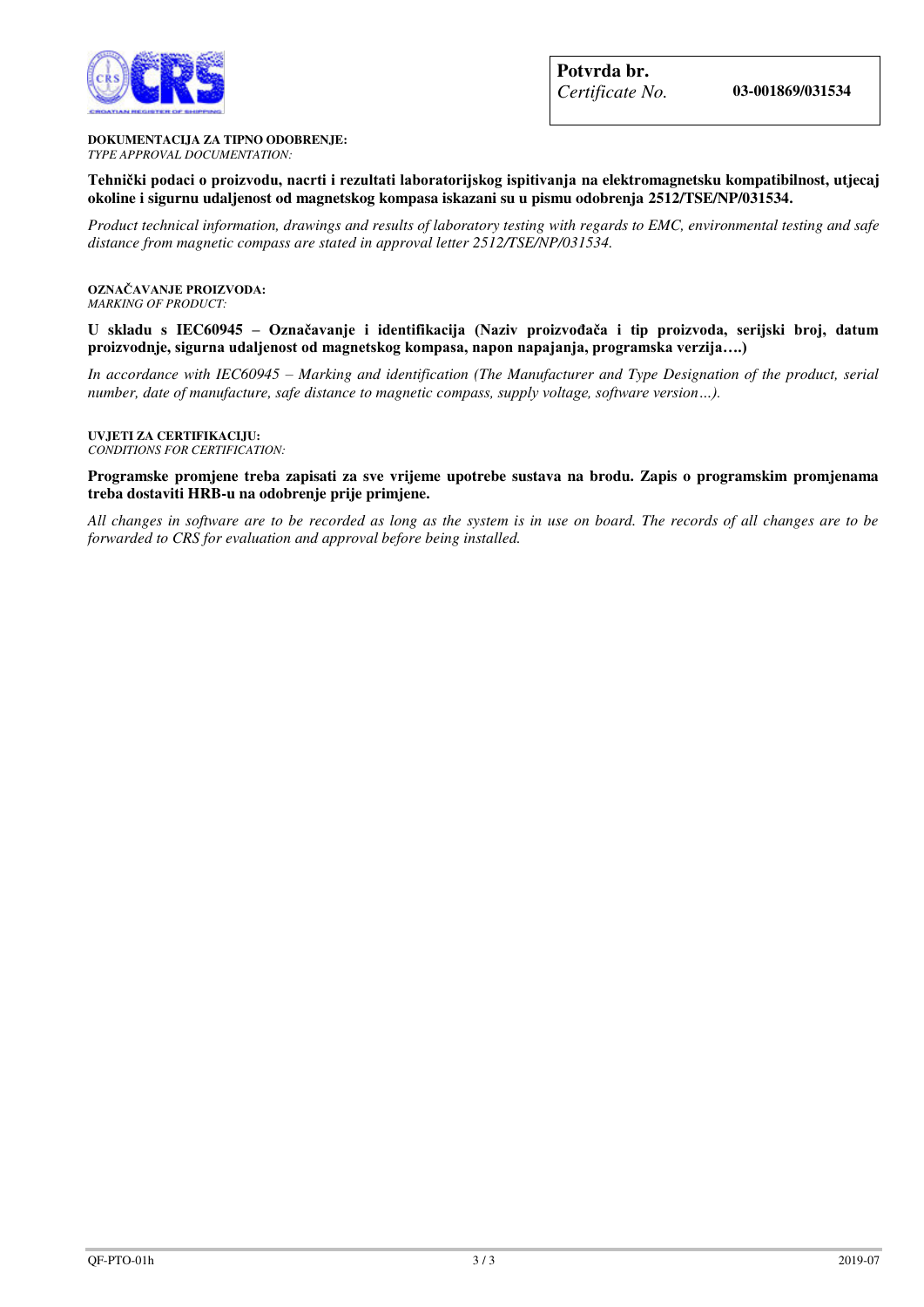| | |
|---|---|
| **Potvrda br.** *Certificate No.* | **03-001869/031534** |

**DOKUMENTACIJA ZA TIPNO ODOBRENJE:**
*TYPE APPROVAL DOCUMENTATION:*

**Tehnički podaci o proizvodu, nacrti i rezultati laboratorijskog ispitivanja na elektromagnetsku kompatibilnost, utjecaj okoline i sigurnu udaljenost od magnetskog kompasa iskazani su u pismu odobrenja 2512/TSE/NP/031534.**

*Product technical information, drawings and results of laboratory testing with regards to EMC, environmental testing and safe distance from magnetic compass are stated in approval letter 2512/TSE/NP/031534.*

**OZNAČAVANJE PROIZVODA:**
*MARKING OF PRODUCT:*

**U skladu s IEC60945 – Označavanje i identifikacija (Naziv proizvođača i tip proizvoda, serijski broj, datum proizvodnje, sigurna udaljenost od magnetskog kompasa, napon napajanja, programska verzija….)**

*In accordance with IEC60945 – Marking and identification (The Manufacturer and Type Designation of the product, serial number, date of manufacture, safe distance to magnetic compass, supply voltage, software version…).*

**UVJETI ZA CERTIFIKACIJU:**
*CONDITIONS FOR CERTIFICATION:*

**Programske promjene treba zapisati za sve vrijeme upotrebe sustava na brodu. Zapis o programskim promjenama treba dostaviti HRB-u na odobrenje prije primjene.**

*All changes in software are to be recorded as long as the system is in use on board. The records of all changes are to be forwarded to CRS for evaluation and approval before being installed.*